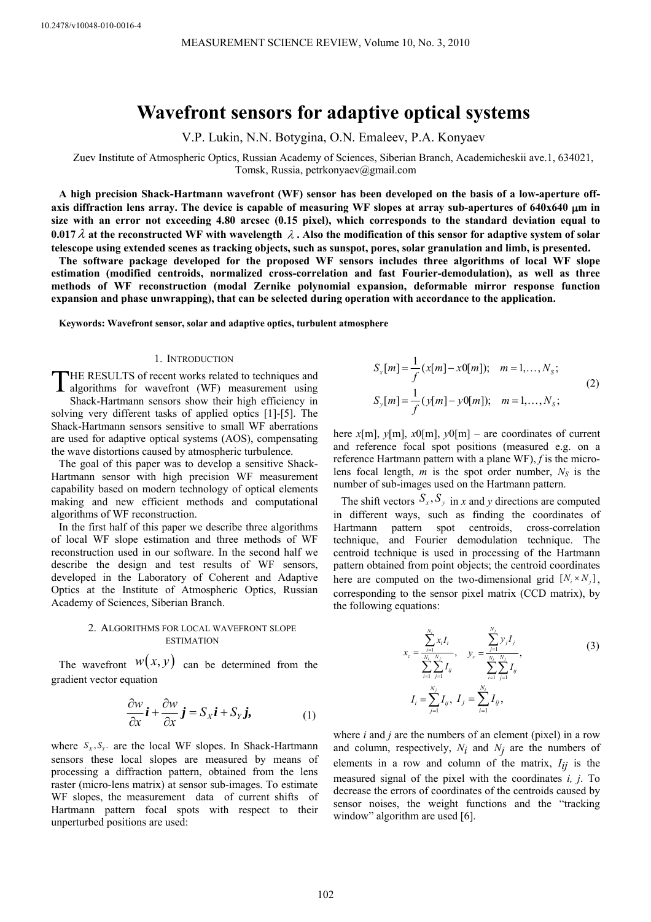10.2478/v10048-010-0016-4

# Wavefront sensors for adaptive optical systems

V.P. Lukin, N.N. Botygina, O.N. Emaleev, P.A. Konyaev

Zuev Institute of Atmospheric Optics, Russian Academy of Sciences, Siberian Branch, Academicheskii ave.1, 634021, Tomsk, Russia, petrkonyaev@gmail.com

**A high precision Shack-Hartmann wavefront (WF) sensor has been developed on the basis of a low-aperture off-axis diffraction lens array. The device is capable of measuring WF slopes at array sub-apertures of 640x640 μm in size with an error not exceeding 4.80 arcsec (0.15 pixel), which corresponds to the standard deviation equal to 0.017 $\lambda$ at the reconstructed WF with wavelength $\lambda$. Also the modification of this sensor for adaptive system of solar telescope using extended scenes as tracking objects, such as sunspot, pores, solar granulation and limb, is presented.**

**The software package developed for the proposed WF sensors includes three algorithms of local WF slope estimation (modified centroids, normalized cross-correlation and fast Fourier-demodulation), as well as three methods of WF reconstruction (modal Zernike polynomial expansion, deformable mirror response function expansion and phase unwrapping), that can be selected during operation with accordance to the application.**

**Keywords: Wavefront sensor, solar and adaptive optics, turbulent atmosphere**

## 1. Introduction

The results of recent works related to techniques and algorithms for wavefront (WF) measurement using Shack-Hartmann sensors show their high efficiency in solving very different tasks of applied optics [1]-[5]. The Shack-Hartmann sensors sensitive to small WF aberrations are used for adaptive optical systems (AOS), compensating the wave distortions caused by atmospheric turbulence.

The goal of this paper was to develop a sensitive Shack-Hartmann sensor with high precision WF measurement capability based on modern technology of optical elements making and new efficient methods and computational algorithms of WF reconstruction.

In the first half of this paper we describe three algorithms of local WF slope estimation and three methods of WF reconstruction used in our software. In the second half we describe the design and test results of WF sensors, developed in the Laboratory of Coherent and Adaptive Optics at the Institute of Atmospheric Optics, Russian Academy of Sciences, Siberian Branch.

## 2. Algorithms for local wavefront slope estimation

The wavefront $w(x, y)$ can be determined from the gradient vector equation

$$\frac{\partial w}{\partial x}\boldsymbol{i} + \frac{\partial w}{\partial x}\boldsymbol{j} = S_X\boldsymbol{i} + S_Y\boldsymbol{j}, \tag{1}$$

where $S_X, S_Y$ are the local WF slopes. In Shack-Hartmann sensors these local slopes are measured by means of processing a diffraction pattern, obtained from the lens raster (micro-lens matrix) at sensor sub-images. To estimate WF slopes, the measurement data of current shifts of Hartmann pattern focal spots with respect to their unperturbed positions are used:

$$\begin{aligned} S_x[m] &= \frac{1}{f}(x[m] - x0[m]); \quad m = 1, \ldots, N_S; \\ S_y[m] &= \frac{1}{f}(y[m] - y0[m]); \quad m = 1, \ldots, N_S; \end{aligned} \tag{2}$$

here $x$[m], $y$[m], $x0$[m], $y0$[m] – are coordinates of current and reference focal spot positions (measured e.g. on a reference Hartmann pattern with a plane WF), $f$ is the micro-lens focal length, $m$ is the spot order number, $N_S$ is the number of sub-images used on the Hartmann pattern.

The shift vectors $S_x, S_y$ in $x$ and $y$ directions are computed in different ways, such as finding the coordinates of Hartmann pattern spot centroids, cross-correlation technique, and Fourier demodulation technique. The centroid technique is used in processing of the Hartmann pattern obtained from point objects; the centroid coordinates here are computed on the two-dimensional grid $[N_i \times N_j]$, corresponding to the sensor pixel matrix (CCD matrix), by the following equations:

$$x_c = \frac{\sum_{i=1}^{N_i} x_i I_i}{\sum_{i=1}^{N_i}\sum_{j=1}^{N_j} I_{ij}}, \quad y_c = \frac{\sum_{j=1}^{N_j} y_j I_j}{\sum_{i=1}^{N_i}\sum_{j=1}^{N_j} I_{ij}}, \tag{3}$$

$$I_i = \sum_{j=1}^{N_j} I_{ij}, \; I_j = \sum_{i=1}^{N_i} I_{ij},$$

where $i$ and $j$ are the numbers of an element (pixel) in a row and column, respectively, $N_i$ and $N_j$ are the numbers of elements in a row and column of the matrix, $I_{ij}$ is the measured signal of the pixel with the coordinates $i, j$. To decrease the errors of coordinates of the centroids caused by sensor noises, the weight functions and the "tracking window" algorithm are used [6].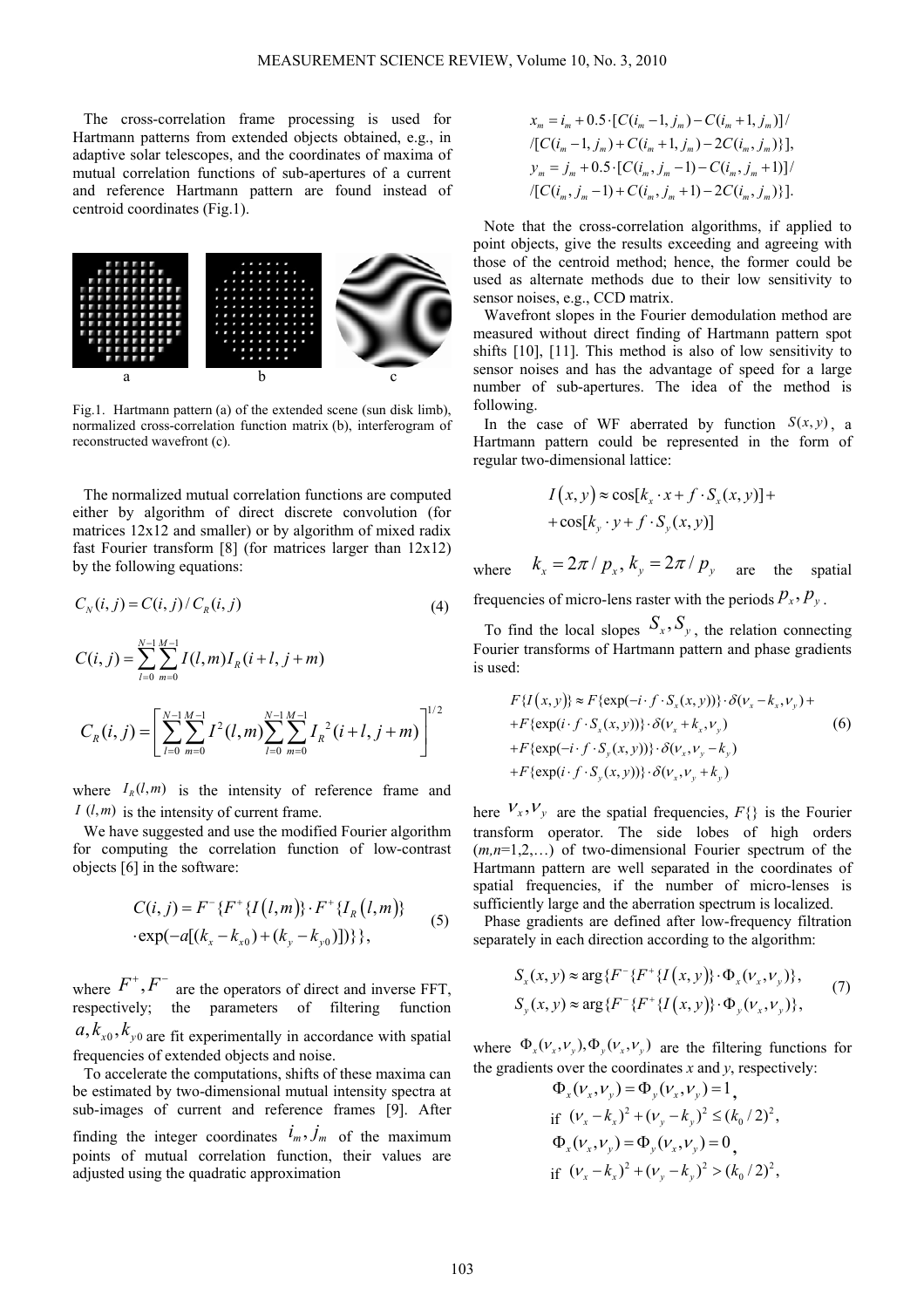The cross-correlation frame processing is used for Hartmann patterns from extended objects obtained, e.g., in adaptive solar telescopes, and the coordinates of maxima of mutual correlation functions of sub-apertures of a current and reference Hartmann pattern are found instead of centroid coordinates (Fig.1).

Fig.1. Hartmann pattern (a) of the extended scene (sun disk limb), normalized cross-correlation function matrix (b), interferogram of reconstructed wavefront (c).

The normalized mutual correlation functions are computed either by algorithm of direct discrete convolution (for matrices 12x12 and smaller) or by algorithm of mixed radix fast Fourier transform [8] (for matrices larger than 12x12) by the following equations:

$$C_N(i,j) = C(i,j)/C_R(i,j) \tag{4}$$

$$C(i,j) = \sum_{l=0}^{N-1}\sum_{m=0}^{M-1} I(l,m) I_R(i+l, j+m)$$

$$C_R(i,j) = \left[\sum_{l=0}^{N-1}\sum_{m=0}^{M-1} I^2(l,m) \sum_{l=0}^{N-1}\sum_{m=0}^{M-1} I_R{}^2(i+l, j+m)\right]^{1/2}$$

where $I_R(l,m)$ is the intensity of reference frame and $I(l,m)$ is the intensity of current frame.

We have suggested and use the modified Fourier algorithm for computing the correlation function of low-contrast objects [6] in the software:

$$C(i,j) = F^{-}\{F^{+}\{I(l,m)\}\cdot F^{+}\{I_R(l,m)\} \cdot \exp(-a[(k_x - k_{x0}) + (k_y - k_{y0})])\}\}, \tag{5}$$

where $F^{+}, F^{-}$ are the operators of direct and inverse FFT, respectively; the parameters of filtering function $a, k_{x0}, k_{y0}$ are fit experimentally in accordance with spatial frequencies of extended objects and noise.

To accelerate the computations, shifts of these maxima can be estimated by two-dimensional mutual intensity spectra at sub-images of current and reference frames [9]. After finding the integer coordinates $i_m, j_m$ of the maximum points of mutual correlation function, their values are adjusted using the quadratic approximation

$$x_m = i_m + 0.5\cdot[C(i_m - 1, j_m) - C(i_m + 1, j_m)]/$$
$$/[C(i_m - 1, j_m) + C(i_m + 1, j_m) - 2C(i_m, j_m)\}],$$
$$y_m = j_m + 0.5\cdot[C(i_m, j_m - 1) - C(i_m, j_m + 1)]/$$
$$/[C(i_m, j_m - 1) + C(i_m, j_m + 1) - 2C(i_m, j_m)\}].$$

Note that the cross-correlation algorithms, if applied to point objects, give the results exceeding and agreeing with those of the centroid method; hence, the former could be used as alternate methods due to their low sensitivity to sensor noises, e.g., CCD matrix.

Wavefront slopes in the Fourier demodulation method are measured without direct finding of Hartmann pattern spot shifts [10], [11]. This method is also of low sensitivity to sensor noises and has the advantage of speed for a large number of sub-apertures. The idea of the method is following.

In the case of WF aberrated by function $S(x,y)$, a Hartmann pattern could be represented in the form of regular two-dimensional lattice:

$$I(x,y) \approx \cos[k_x \cdot x + f\cdot S_x(x,y)] + \cos[k_y \cdot y + f \cdot S_y(x,y)]$$

where $k_x = 2\pi/p_x, k_y = 2\pi/p_y$ are the spatial frequencies of micro-lens raster with the periods $p_x, p_y$.

To find the local slopes $S_x, S_y$, the relation connecting Fourier transforms of Hartmann pattern and phase gradients is used:

$$\begin{aligned} F\{I(x,y)\} &\approx F\{\exp(-i\cdot f\cdot S_x(x,y))\}\cdot\delta(\nu_x - k_x, \nu_y) + \\ &+ F\{\exp(i\cdot f\cdot S_x(x,y))\}\cdot\delta(\nu_x + k_x, \nu_y) \\ &+ F\{\exp(-i\cdot f\cdot S_y(x,y))\}\cdot\delta(\nu_x, \nu_y - k_y) \\ &+ F\{\exp(i\cdot f\cdot S_y(x,y))\}\cdot\delta(\nu_x, \nu_y + k_y) \end{aligned} \tag{6}$$

here $\nu_x, \nu_y$ are the spatial frequencies, $F\{\}$ is the Fourier transform operator. The side lobes of high orders ($m,n$=1,2,…) of two-dimensional Fourier spectrum of the Hartmann pattern are well separated in the coordinates of spatial frequencies, if the number of micro-lenses is sufficiently large and the aberration spectrum is localized.

Phase gradients are defined after low-frequency filtration separately in each direction according to the algorithm:

$$\begin{aligned} S_x(x,y) &\approx \arg\{F^{-}\{F^{+}\{I(x,y)\}\cdot\Phi_x(\nu_x,\nu_y)\}, \\ S_y(x,y) &\approx \arg\{F^{-}\{F^{+}\{I(x,y)\}\cdot\Phi_y(\nu_x,\nu_y)\}, \end{aligned} \tag{7}$$

where $\Phi_x(\nu_x,\nu_y), \Phi_y(\nu_x,\nu_y)$ are the filtering functions for the gradients over the coordinates $x$ and $y$, respectively:

$$\Phi_x(\nu_x,\nu_y) = \Phi_y(\nu_x,\nu_y) = 1,$$
$$\text{if } (\nu_x - k_x)^2 + (\nu_y - k_y)^2 \le (k_0/2)^2,$$
$$\Phi_x(\nu_x,\nu_y) = \Phi_y(\nu_x,\nu_y) = 0,$$
$$\text{if } (\nu_x - k_x)^2 + (\nu_y - k_y)^2 > (k_0/2)^2,$$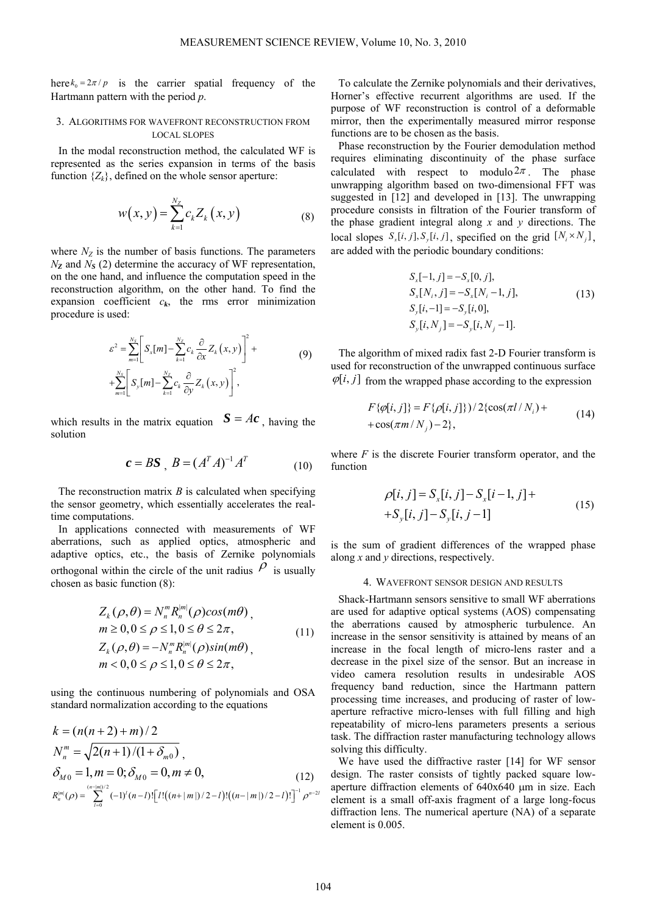here $k_0 = 2\pi / p$ is the carrier spatial frequency of the Hartmann pattern with the period *p*.

## 3. Algorithms for wavefront reconstruction from local slopes

In the modal reconstruction method, the calculated WF is represented as the series expansion in terms of the basis function $\{Z_k\}$, defined on the whole sensor aperture:

$$w(x,y) = \sum_{k=1}^{N_Z} c_k Z_k(x,y) \tag{8}$$

where $N_Z$ is the number of basis functions. The parameters $N_Z$ and $N_S$ (2) determine the accuracy of WF representation, on the one hand, and influence the computation speed in the reconstruction algorithm, on the other hand. To find the expansion coefficient $c_k$, the rms error minimization procedure is used:

$$\varepsilon^2 = \sum_{m=1}^{N_S}\left[S_x[m] - \sum_{k=1}^{N_Z} c_k \frac{\partial}{\partial x} Z_k(x,y)\right]^2 + \\ + \sum_{m=1}^{N_S}\left[S_y[m] - \sum_{k=1}^{N_Z} c_k \frac{\partial}{\partial y} Z_k(x,y)\right]^2, \tag{9}$$

which results in the matrix equation $\boldsymbol{S} = A\boldsymbol{c}$, having the solution

$$\boldsymbol{c} = B\boldsymbol{S}, \; B = (A^T A)^{-1} A^T \tag{10}$$

The reconstruction matrix *B* is calculated when specifying the sensor geometry, which essentially accelerates the real-time computations.

In applications connected with measurements of WF aberrations, such as applied optics, atmospheric and adaptive optics, etc., the basis of Zernike polynomials orthogonal within the circle of the unit radius $\rho$ is usually chosen as basic function (8):

$$\begin{aligned} &Z_k(\rho,\theta) = N_n^m R_n^{|m|}(\rho) cos(m\theta), \\ &m \geq 0, 0 \leq \rho \leq 1, 0 \leq \theta \leq 2\pi, \\ &Z_k(\rho,\theta) = -N_n^m R_n^{|m|}(\rho) sin(m\theta), \\ &m < 0, 0 \leq \rho \leq 1, 0 \leq \theta \leq 2\pi, \end{aligned} \tag{11}$$

using the continuous numbering of polynomials and OSA standard normalization according to the equations

$$\begin{aligned} &k = (n(n+2)+m)/2 \\ &N_n^m = \sqrt{2(n+1)/(1+\delta_{m0})}, \\ &\delta_{M0} = 1, m = 0; \delta_{M0} = 0, m \neq 0, \\ &R_n^{|m|}(\rho) = \sum_{l=0}^{(n-|m|)/2} (-1)^l (n-l)! \left[l!\left((n+|m|)/2 - l\right)!\left((n-|m|)/2 - l\right)!\right]^{-1} \rho^{n-2l} \end{aligned} \tag{12}$$

To calculate the Zernike polynomials and their derivatives, Horner's effective recurrent algorithms are used. If the purpose of WF reconstruction is control of a deformable mirror, then the experimentally measured mirror response functions are to be chosen as the basis.

Phase reconstruction by the Fourier demodulation method requires eliminating discontinuity of the phase surface calculated with respect to modulo $2\pi$. The phase unwrapping algorithm based on two-dimensional FFT was suggested in [12] and developed in [13]. The unwrapping procedure consists in filtration of the Fourier transform of the phase gradient integral along *x* and *y* directions. The local slopes $S_x[i,j], S_y[i,j]$, specified on the grid $[N_i \times N_j]$, are added with the periodic boundary conditions:

$$\begin{aligned} &S_x[-1,j] = -S_x[0,j], \\ &S_x[N_i,j] = -S_x[N_i-1,j], \\ &S_y[i,-1] = -S_y[i,0], \\ &S_y[i,N_j] = -S_y[i,N_j-1]. \end{aligned} \tag{13}$$

The algorithm of mixed radix fast 2-D Fourier transform is used for reconstruction of the unwrapped continuous surface $\varphi[i,j]$ from the wrapped phase according to the expression

$$F\{\varphi[i,j]\} = F\{\rho[i,j]\})/2\{\cos(\pi l/N_i) + \\ + \cos(\pi m/N_j) - 2\}, \tag{14}$$

where *F* is the discrete Fourier transform operator, and the function

$$\rho[i,j] = S_x[i,j] - S_x[i-1,j] + \\ + S_y[i,j] - S_y[i,j-1] \tag{15}$$

is the sum of gradient differences of the wrapped phase along *x* and *y* directions, respectively.

## 4. Wavefront sensor design and results

Shack-Hartmann sensors sensitive to small WF aberrations are used for adaptive optical systems (AOS) compensating the aberrations caused by atmospheric turbulence. An increase in the sensor sensitivity is attained by means of an increase in the focal length of micro-lens raster and a decrease in the pixel size of the sensor. But an increase in video camera resolution results in undesirable AOS frequency band reduction, since the Hartmann pattern processing time increases, and producing of raster of low-aperture refractive micro-lenses with full filling and high repeatability of micro-lens parameters presents a serious task. The diffraction raster manufacturing technology allows solving this difficulty.

We have used the diffractive raster [14] for WF sensor design. The raster consists of tightly packed square low-aperture diffraction elements of 640x640 μm in size. Each element is a small off-axis fragment of a large long-focus diffraction lens. The numerical aperture (NA) of a separate element is 0.005.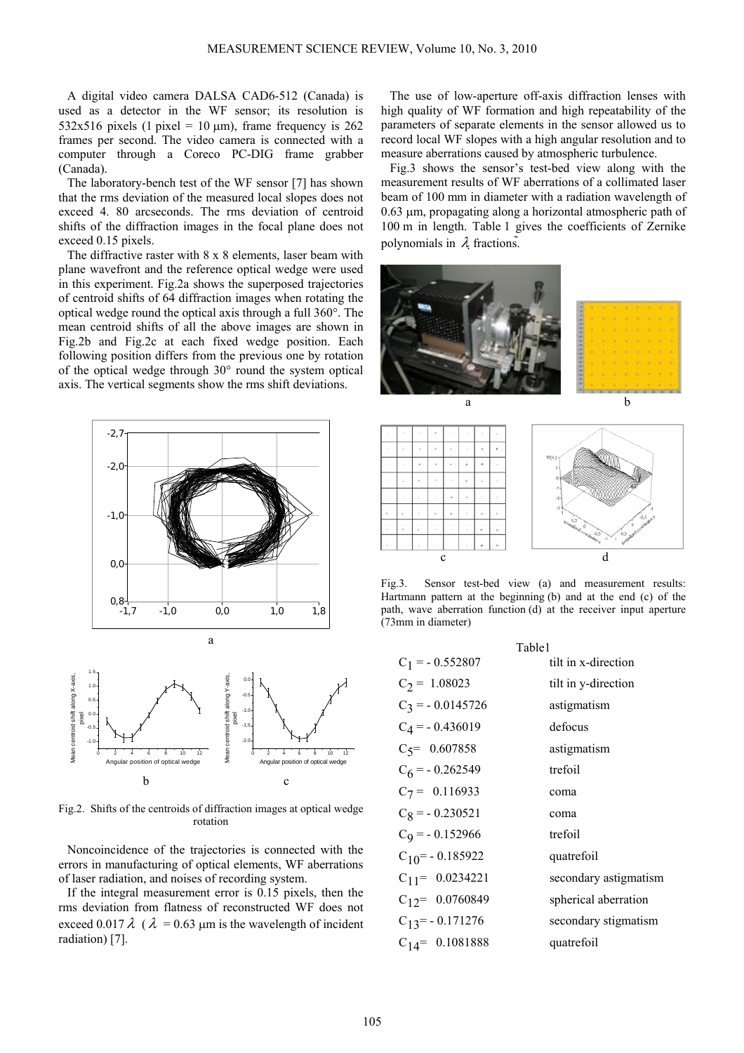A digital video camera DALSA CAD6-512 (Canada) is used as a detector in the WF sensor; its resolution is 532x516 pixels (1 pixel = 10 μm), frame frequency is 262 frames per second. The video camera is connected with a computer through a Coreco PC-DIG frame grabber (Canada).

The laboratory-bench test of the WF sensor [7] has shown that the rms deviation of the measured local slopes does not exceed 4. 80 arcseconds. The rms deviation of centroid shifts of the diffraction images in the focal plane does not exceed 0.15 pixels.

The diffractive raster with 8 x 8 elements, laser beam with plane wavefront and the reference optical wedge were used in this experiment. Fig.2a shows the superposed trajectories of centroid shifts of 64 diffraction images when rotating the optical wedge round the optical axis through a full 360°. The mean centroid shifts of all the above images are shown in Fig.2b and Fig.2c at each fixed wedge position. Each following position differs from the previous one by rotation of the optical wedge through 30° round the system optical axis. The vertical segments show the rms shift deviations.

Fig.2. Shifts of the centroids of diffraction images at optical wedge rotation

Noncoincidence of the trajectories is connected with the errors in manufacturing of optical elements, WF aberrations of laser radiation, and noises of recording system.

If the integral measurement error is 0.15 pixels, then the rms deviation from flatness of reconstructed WF does not exceed $0.017\lambda$ ($\lambda$ = 0.63 μm is the wavelength of incident radiation) [7].

The use of low-aperture off-axis diffraction lenses with high quality of WF formation and high repeatability of the parameters of separate elements in the sensor allowed us to record local WF slopes with a high angular resolution and to measure aberrations caused by atmospheric turbulence.

Fig.3 shows the sensor's test-bed view along with the measurement results of WF aberrations of a collimated laser beam of 100 mm in diameter with a radiation wavelength of 0.63 μm, propagating along a horizontal atmospheric path of 100 m in length. Table 1 gives the coefficients of Zernike polynomials in $\lambda$ fractions.

Fig.3. Sensor test-bed view (a) and measurement results: Hartmann pattern at the beginning (b) and at the end (c) of the path, wave aberration function (d) at the receiver input aperture (73mm in diameter)

Table1

| Coefficient | Aberration |
|---|---|
| $C_1$ = - 0.552807 | tilt in x-direction |
| $C_2$ = 1.08023 | tilt in y-direction |
| $C_3$ = - 0.0145726 | astigmatism |
| $C_4$ = - 0.436019 | defocus |
| $C_5$ = 0.607858 | astigmatism |
| $C_6$ = - 0.262549 | trefoil |
| $C_7$ = 0.116933 | coma |
| $C_8$ = - 0.230521 | coma |
| $C_9$ = - 0.152966 | trefoil |
| $C_{10}$ = - 0.185922 | quatrefoil |
| $C_{11}$ = 0.0234221 | secondary astigmatism |
| $C_{12}$ = 0.0760849 | spherical aberration |
| $C_{13}$ = - 0.171276 | secondary stigmatism |
| $C_{14}$ = 0.1081888 | quatrefoil |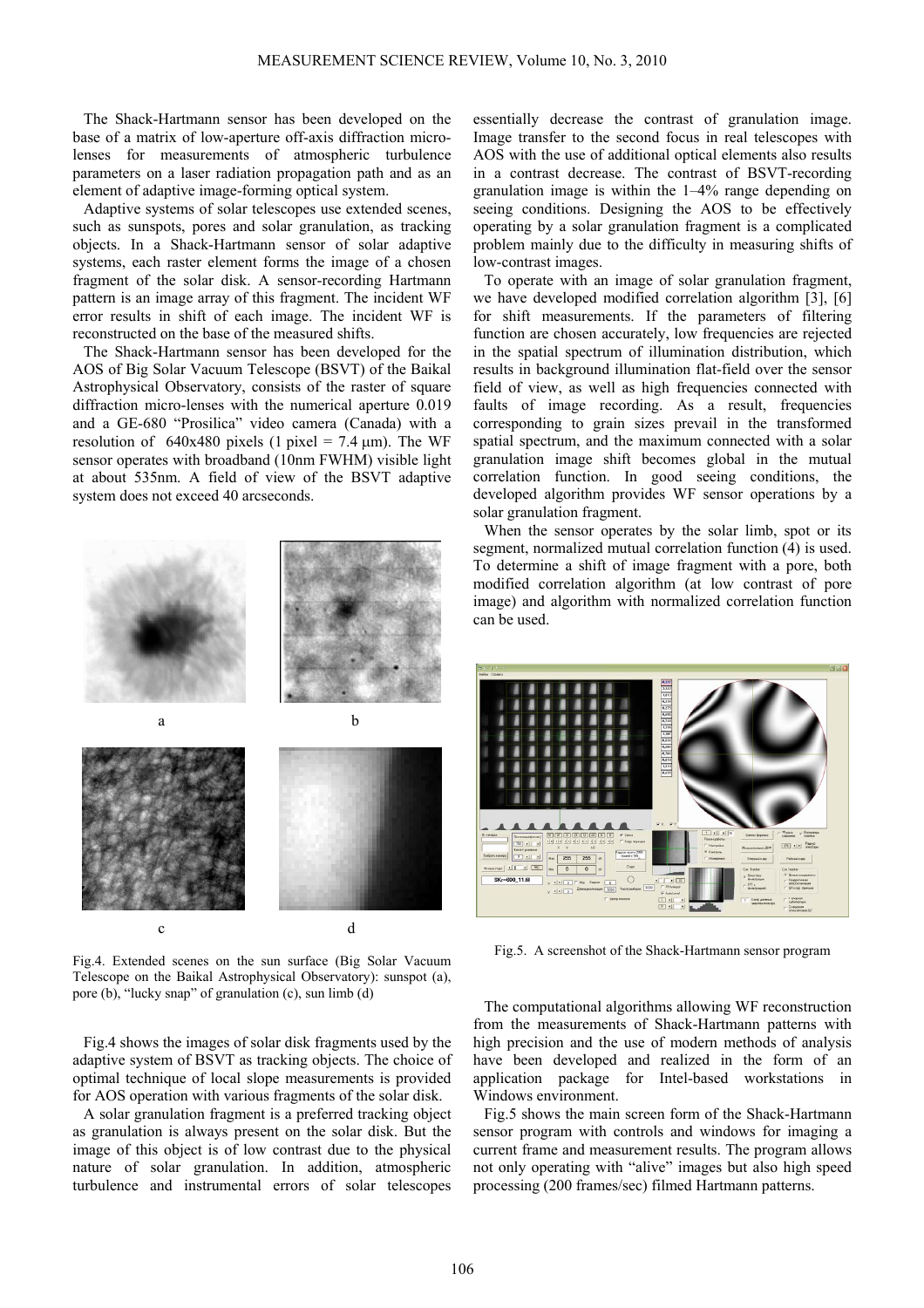The Shack-Hartmann sensor has been developed on the base of a matrix of low-aperture off-axis diffraction micro-lenses for measurements of atmospheric turbulence parameters on a laser radiation propagation path and as an element of adaptive image-forming optical system.

Adaptive systems of solar telescopes use extended scenes, such as sunspots, pores and solar granulation, as tracking objects. In a Shack-Hartmann sensor of solar adaptive systems, each raster element forms the image of a chosen fragment of the solar disk. A sensor-recording Hartmann pattern is an image array of this fragment. The incident WF error results in shift of each image. The incident WF is reconstructed on the base of the measured shifts.

The Shack-Hartmann sensor has been developed for the AOS of Big Solar Vacuum Telescope (BSVT) of the Baikal Astrophysical Observatory, consists of the raster of square diffraction micro-lenses with the numerical aperture 0.019 and a GE-680 "Prosilica" video camera (Canada) with a resolution of 640x480 pixels (1 pixel = 7.4 μm). The WF sensor operates with broadband (10nm FWHM) visible light at about 535nm. A field of view of the BSVT adaptive system does not exceed 40 arcseconds.

Fig.4. Extended scenes on the sun surface (Big Solar Vacuum Telescope on the Baikal Astrophysical Observatory): sunspot (a), pore (b), "lucky snap" of granulation (c), sun limb (d)

Fig.4 shows the images of solar disk fragments used by the adaptive system of BSVT as tracking objects. The choice of optimal technique of local slope measurements is provided for AOS operation with various fragments of the solar disk.

A solar granulation fragment is a preferred tracking object as granulation is always present on the solar disk. But the image of this object is of low contrast due to the physical nature of solar granulation. In addition, atmospheric turbulence and instrumental errors of solar telescopes essentially decrease the contrast of granulation image. Image transfer to the second focus in real telescopes with AOS with the use of additional optical elements also results in a contrast decrease. The contrast of BSVT-recording granulation image is within the 1–4% range depending on seeing conditions. Designing the AOS to be effectively operating by a solar granulation fragment is a complicated problem mainly due to the difficulty in measuring shifts of low-contrast images.

To operate with an image of solar granulation fragment, we have developed modified correlation algorithm [3], [6] for shift measurements. If the parameters of filtering function are chosen accurately, low frequencies are rejected in the spatial spectrum of illumination distribution, which results in background illumination flat-field over the sensor field of view, as well as high frequencies connected with faults of image recording. As a result, frequencies corresponding to grain sizes prevail in the transformed spatial spectrum, and the maximum connected with a solar granulation image shift becomes global in the mutual correlation function. In good seeing conditions, the developed algorithm provides WF sensor operations by a solar granulation fragment.

When the sensor operates by the solar limb, spot or its segment, normalized mutual correlation function (4) is used. To determine a shift of image fragment with a pore, both modified correlation algorithm (at low contrast of pore image) and algorithm with normalized correlation function can be used.

Fig.5. A screenshot of the Shack-Hartmann sensor program

The computational algorithms allowing WF reconstruction from the measurements of Shack-Hartmann patterns with high precision and the use of modern methods of analysis have been developed and realized in the form of an application package for Intel-based workstations in Windows environment.

Fig.5 shows the main screen form of the Shack-Hartmann sensor program with controls and windows for imaging a current frame and measurement results. The program allows not only operating with "alive" images but also high speed processing (200 frames/sec) filmed Hartmann patterns.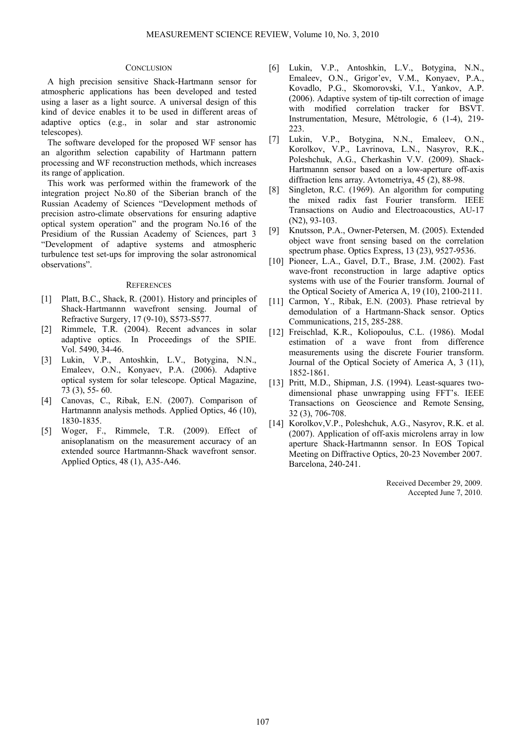## CONCLUSION

A high precision sensitive Shack-Hartmann sensor for atmospheric applications has been developed and tested using a laser as a light source. A universal design of this kind of device enables it to be used in different areas of adaptive optics (e.g., in solar and star astronomic telescopes).

The software developed for the proposed WF sensor has an algorithm selection capability of Hartmann pattern processing and WF reconstruction methods, which increases its range of application.

This work was performed within the framework of the integration project No.80 of the Siberian branch of the Russian Academy of Sciences "Development methods of precision astro-climate observations for ensuring adaptive optical system operation" and the program No.16 of the Presidium of the Russian Academy of Sciences, part 3 "Development of adaptive systems and atmospheric turbulence test set-ups for improving the solar astronomical observations".

## REFERENCES

[1] Platt, B.C., Shack, R. (2001). History and principles of Shack-Hartmannn wavefront sensing. Journal of Refractive Surgery, 17 (9-10), S573-S577.

[2] Rimmele, T.R. (2004). Recent advances in solar adaptive optics. In Proceedings of the SPIE. Vol. 5490, 34-46.

[3] Lukin, V.P., Antoshkin, L.V., Botygina, N.N., Emaleev, O.N., Konyaev, P.A. (2006). Adaptive optical system for solar telescope. Optical Magazine, 73 (3), 55- 60.

[4] Canovas, C., Ribak, E.N. (2007). Comparison of Hartmannn analysis methods. Applied Optics, 46 (10), 1830-1835.

[5] Woger, F., Rimmele, T.R. (2009). Effect of anisoplanatism on the measurement accuracy of an extended source Hartmannn-Shack wavefront sensor. Applied Optics, 48 (1), A35-A46.

[6] Lukin, V.P., Antoshkin, L.V., Botygina, N.N., Emaleev, O.N., Grigor'ev, V.M., Konyaev, P.A., Kovadlo, P.G., Skomorovski, V.I., Yankov, A.P. (2006). Adaptive system of tip-tilt correction of image with modified correlation tracker for BSVT. Instrumentation, Mesure, Métrologie, 6 (1-4), 219-223.

[7] Lukin, V.P., Botygina, N.N., Emaleev, O.N., Korolkov, V.P., Lavrinova, L.N., Nasyrov, R.K., Poleshchuk, A.G., Cherkashin V.V. (2009). Shack-Hartmannn sensor based on a low-aperture off-axis diffraction lens array. Avtometriya, 45 (2), 88-98.

[8] Singleton, R.C. (1969). An algorithm for computing the mixed radix fast Fourier transform. IEEE Transactions on Audio and Electroacoustics, AU-17 (N2), 93-103.

[9] Knutsson, P.A., Owner-Petersen, M. (2005). Extended object wave front sensing based on the correlation spectrum phase. Optics Express, 13 (23), 9527-9536.

[10] Pioneer, L.A., Gavel, D.T., Brase, J.M. (2002). Fast wave-front reconstruction in large adaptive optics systems with use of the Fourier transform. Journal of the Optical Society of America A, 19 (10), 2100-2111.

[11] Carmon, Y., Ribak, E.N. (2003). Phase retrieval by demodulation of a Hartmann-Shack sensor. Optics Communications, 215, 285-288.

[12] Freischlad, K.R., Koliopoulus, C.L. (1986). Modal estimation of a wave front from difference measurements using the discrete Fourier transform. Journal of the Optical Society of America A, 3 (11), 1852-1861.

[13] Pritt, M.D., Shipman, J.S. (1994). Least-squares two-dimensional phase unwrapping using FFT's. IEEE Transactions on Geoscience and Remote Sensing, 32 (3), 706-708.

[14] Korolkov,V.P., Poleshchuk, A.G., Nasyrov, R.K. et al. (2007). Application of off-axis microlens array in low aperture Shack-Hartmannn sensor. In EOS Topical Meeting on Diffractive Optics, 20-23 November 2007. Barcelona, 240-241.

Received December 29, 2009.
Accepted June 7, 2010.